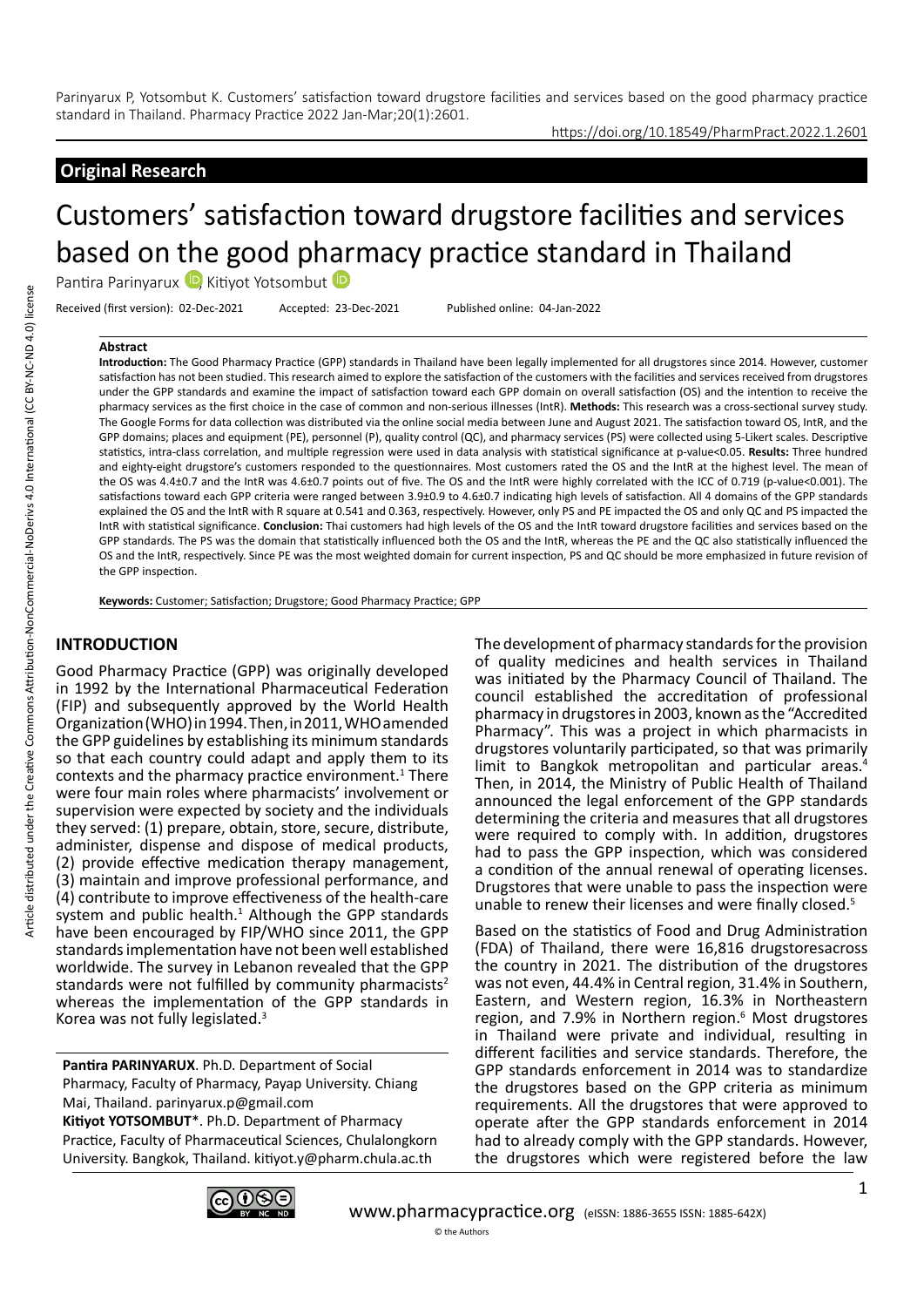## Original Research

# Customers' satisfaction toward drugstore facilities and services based on the good pharmacy practice standard in Thailand

Pantira Parinyarux, Kitiyot Yotsombut

Received (first version): 02-Dec-2021 Accepted: 23-Dec-2021 Published online: 04-Jan-2022

### Abstract

**Introduction:** The Good Pharmacy Practice (GPP) standards in Thailand have been legally implemented for all drugstores since 2014. However, customer satisfaction has not been studied. This research aimed to explore the satisfaction of the customers with the facilities and services received from drugstores under the GPP standards and examine the impact of satisfaction toward each GPP domain on overall satisfaction (OS) and the intention to receive the pharmacy services as the first choice in the case of common and non-serious illnesses (IntR). **Methods:** This research was a cross-sectional survey study. The Google Forms for data collection was distributed via the online social media between June and August 2021. The satisfaction toward OS, IntR, and the GPP domains; places and equipment (PE), personnel (P), quality control (QC), and pharmacy services (PS) were collected using 5-Likert scales. Descriptive statistics, intra-class correlation, and multiple regression were used in data analysis with statistical significance at p-value<0.05. **Results:** Three hundred and eighty-eight drugstore's customers responded to the questionnaires. Most customers rated the OS and the IntR at the highest level. The mean of the OS was 4.4±0.7 and the IntR was 4.6±0.7 points out of five. The OS and the IntR were highly correlated with the ICC of 0.719 (p-value<0.001). The satisfactions toward each GPP criteria were ranged between 3.9±0.9 to 4.6±0.7 indicating high levels of satisfaction. All 4 domains of the GPP standards explained the OS and the IntR with R square at 0.541 and 0.363, respectively. However, only PS and PE impacted the OS and only QC and PS impacted the IntR with statistical significance. **Conclusion:** Thai customers had high levels of the OS and the IntR toward drugstore facilities and services based on the GPP standards. The PS was the domain that statistically influenced both the OS and the IntR, whereas the PE and the QC also statistically influenced the OS and the IntR, respectively. Since PE was the most weighted domain for current inspection, PS and QC should be more emphasized in future revision of the GPP inspection.

**Keywords:** Customer; Satisfaction; Drugstore; Good Pharmacy Practice; GPP

## INTRODUCTION

Good Pharmacy Practice (GPP) was originally developed in 1992 by the International Pharmaceutical Federation (FIP) and subsequently approved by the World Health Organization (WHO) in 1994. Then, in 2011, WHO amended the GPP guidelines by establishing its minimum standards so that each country could adapt and apply them to its contexts and the pharmacy practice environment.[1] There were four main roles where pharmacists' involvement or supervision were expected by society and the individuals they served: (1) prepare, obtain, store, secure, distribute, administer, dispense and dispose of medical products, (2) provide effective medication therapy management, (3) maintain and improve professional performance, and (4) contribute to improve effectiveness of the health-care system and public health.[1] Although the GPP standards have been encouraged by FIP/WHO since 2011, the GPP standards implementation have not been well established worldwide. The survey in Lebanon revealed that the GPP standards were not fulfilled by community pharmacists[2] whereas the implementation of the GPP standards in Korea was not fully legislated.[3]

**Pantira PARINYARUX**. Ph.D. Department of Social Pharmacy, Faculty of Pharmacy, Payap University. Chiang Mai, Thailand. parinyarux.p@gmail.com

**Kitiyot YOTSOMBUT**\*. Ph.D. Department of Pharmacy Practice, Faculty of Pharmaceutical Sciences, Chulalongkorn University. Bangkok, Thailand. kitiyot.y@pharm.chula.ac.th

The development of pharmacy standards for the provision of quality medicines and health services in Thailand was initiated by the Pharmacy Council of Thailand. The council established the accreditation of professional pharmacy in drugstores in 2003, known as the "Accredited Pharmacy". This was a project in which pharmacists in drugstores voluntarily participated, so that was primarily limit to Bangkok metropolitan and particular areas.[4] Then, in 2014, the Ministry of Public Health of Thailand announced the legal enforcement of the GPP standards determining the criteria and measures that all drugstores were required to comply with. In addition, drugstores had to pass the GPP inspection, which was considered a condition of the annual renewal of operating licenses. Drugstores that were unable to pass the inspection were unable to renew their licenses and were finally closed.[5]

Based on the statistics of Food and Drug Administration (FDA) of Thailand, there were 16,816 drugstoresacross the country in 2021. The distribution of the drugstores was not even, 44.4% in Central region, 31.4% in Southern, Eastern, and Western region, 16.3% in Northeastern region, and 7.9% in Northern region.[6] Most drugstores in Thailand were private and individual, resulting in different facilities and service standards. Therefore, the GPP standards enforcement in 2014 was to standardize the drugstores based on the GPP criteria as minimum requirements. All the drugstores that were approved to operate after the GPP standards enforcement in 2014 had to already comply with the GPP standards. However, the drugstores which were registered before the law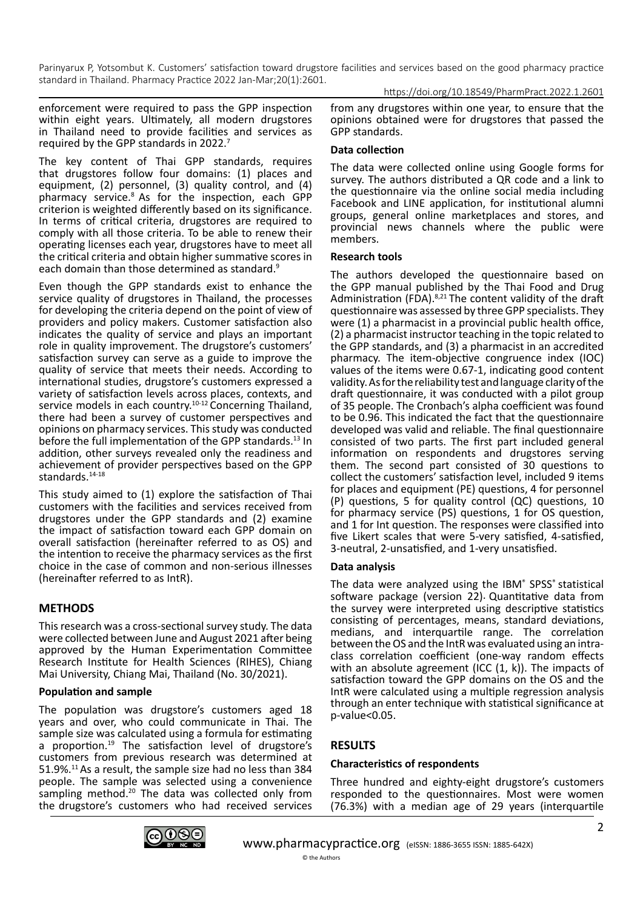enforcement were required to pass the GPP inspection within eight years. Ultimately, all modern drugstores in Thailand need to provide facilities and services as required by the GPP standards in 2022.[7]

The key content of Thai GPP standards, requires that drugstores follow four domains: (1) places and equipment, (2) personnel, (3) quality control, and (4) pharmacy service.[8] As for the inspection, each GPP criterion is weighted differently based on its significance. In terms of critical criteria, drugstores are required to comply with all those criteria. To be able to renew their operating licenses each year, drugstores have to meet all the critical criteria and obtain higher summative scores in each domain than those determined as standard.[9]

Even though the GPP standards exist to enhance the service quality of drugstores in Thailand, the processes for developing the criteria depend on the point of view of providers and policy makers. Customer satisfaction also indicates the quality of service and plays an important role in quality improvement. The drugstore's customers' satisfaction survey can serve as a guide to improve the quality of service that meets their needs. According to international studies, drugstore's customers expressed a variety of satisfaction levels across places, contexts, and service models in each country.[10-12] Concerning Thailand, there had been a survey of customer perspectives and opinions on pharmacy services. This study was conducted before the full implementation of the GPP standards.[13] In addition, other surveys revealed only the readiness and achievement of provider perspectives based on the GPP standards.[14-18]

This study aimed to (1) explore the satisfaction of Thai customers with the facilities and services received from drugstores under the GPP standards and (2) examine the impact of satisfaction toward each GPP domain on overall satisfaction (hereinafter referred to as OS) and the intention to receive the pharmacy services as the first choice in the case of common and non-serious illnesses (hereinafter referred to as IntR).

## METHODS

This research was a cross-sectional survey study. The data were collected between June and August 2021 after being approved by the Human Experimentation Committee Research Institute for Health Sciences (RIHES), Chiang Mai University, Chiang Mai, Thailand (No. 30/2021).

### Population and sample

The population was drugstore's customers aged 18 years and over, who could communicate in Thai. The sample size was calculated using a formula for estimating a proportion.[19] The satisfaction level of drugstore's customers from previous research was determined at 51.9%.[11] As a result, the sample size had no less than 384 people. The sample was selected using a convenience sampling method.[20] The data was collected only from the drugstore's customers who had received services from any drugstores within one year, to ensure that the opinions obtained were for drugstores that passed the GPP standards.

### Data collection

The data were collected online using Google forms for survey. The authors distributed a QR code and a link to the questionnaire via the online social media including Facebook and LINE application, for institutional alumni groups, general online marketplaces and stores, and provincial news channels where the public were members.

### Research tools

The authors developed the questionnaire based on the GPP manual published by the Thai Food and Drug Administration (FDA).[8,21] The content validity of the draft questionnaire was assessed by three GPP specialists. They were (1) a pharmacist in a provincial public health office, (2) a pharmacist instructor teaching in the topic related to the GPP standards, and (3) a pharmacist in an accredited pharmacy. The item-objective congruence index (IOC) values of the items were 0.67-1, indicating good content validity. As for the reliability test and language clarity of the draft questionnaire, it was conducted with a pilot group of 35 people. The Cronbach's alpha coefficient was found to be 0.96. This indicated the fact that the questionnaire developed was valid and reliable. The final questionnaire consisted of two parts. The first part included general information on respondents and drugstores serving them. The second part consisted of 30 questions to collect the customers' satisfaction level, included 9 items for places and equipment (PE) questions, 4 for personnel (P) questions, 5 for quality control (QC) questions, 10 for pharmacy service (PS) questions, 1 for OS question, and 1 for Int question. The responses were classified into five Likert scales that were 5-very satisfied, 4-satisfied, 3-neutral, 2-unsatisfied, and 1-very unsatisfied.

### Data analysis

The data were analyzed using the IBM® SPSS® statistical software package (version 22). Quantitative data from the survey were interpreted using descriptive statistics consisting of percentages, means, standard deviations, medians, and interquartile range. The correlation between the OS and the IntR was evaluated using an intra-class correlation coefficient (one-way random effects with an absolute agreement (ICC (1, k)). The impacts of satisfaction toward the GPP domains on the OS and the IntR were calculated using a multiple regression analysis through an enter technique with statistical significance at p-value<0.05.

## RESULTS

### Characteristics of respondents

Three hundred and eighty-eight drugstore's customers responded to the questionnaires. Most were women (76.3%) with a median age of 29 years (interquartile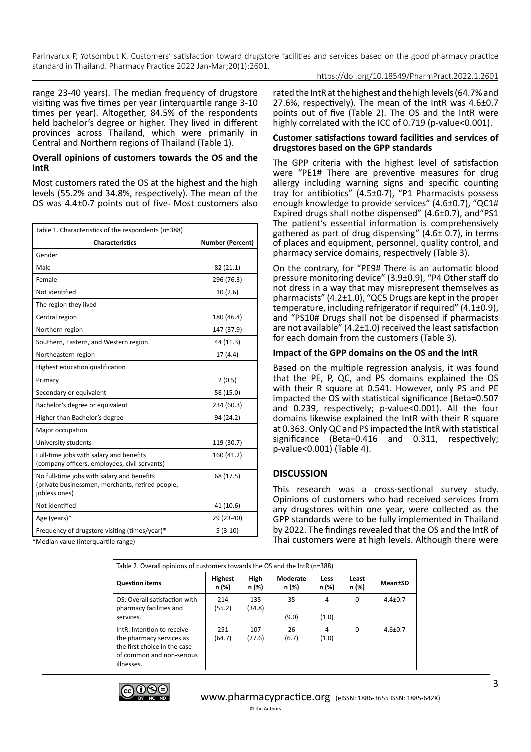range 23-40 years). The median frequency of drugstore visiting was five times per year (interquartile range 3-10 times per year). Altogether, 84.5% of the respondents held bachelor's degree or higher. They lived in different provinces across Thailand, which were primarily in Central and Northern regions of Thailand (Table 1).

### Overall opinions of customers towards the OS and the IntR

Most customers rated the OS at the highest and the high levels (55.2% and 34.8%, respectively). The mean of the OS was 4.4±0·7 points out of five· Most customers also rated the IntR at the highest and the high levels (64.7% and 27.6%, respectively). The mean of the IntR was 4.6±0.7 points out of five (Table 2). The OS and the IntR were highly correlated with the ICC of 0.719 (p-value<0.001).

Table 1. Characteristics of the respondents (n=388)

| Characteristics | Number (Percent) |
|---|---|
| Gender | |
| Male | 82 (21.1) |
| Female | 296 (76.3) |
| Not identified | 10 (2.6) |
| The region they lived | |
| Central region | 180 (46.4) |
| Northern region | 147 (37.9) |
| Southern, Eastern, and Western region | 44 (11.3) |
| Northeastern region | 17 (4.4) |
| Highest education qualification | |
| Primary | 2 (0.5) |
| Secondary or equivalent | 58 (15.0) |
| Bachelor's degree or equivalent | 234 (60.3) |
| Higher than Bachelor's degree | 94 (24.2) |
| Major occupation | |
| University students | 119 (30.7) |
| Full-time jobs with salary and benefits (company officers, employees, civil servants) | 160 (41.2) |
| No full-time jobs with salary and benefits (private businessmen, merchants, retired people, jobless ones) | 68 (17.5) |
| Not identified | 41 (10.6) |
| Age (years)* | 29 (23-40) |
| Frequency of drugstore visiting (times/year)* | 5 (3-10) |

*Median value (interquartile range)

### Customer satisfactions toward facilities and services of drugstores based on the GPP standards

The GPP criteria with the highest level of satisfaction were "PE1# There are preventive measures for drug allergy including warning signs and specific counting tray for antibiotics" (4.5±0·7), "P1 Pharmacists possess enough knowledge to provide services" (4.6±0.7), "QC1# Expired drugs shall notbe dispensed" (4.6±0.7), and"PS1 The patient's essential information is comprehensively gathered as part of drug dispensing" (4.6± 0.7), in terms of places and equipment, personnel, quality control, and pharmacy service domains, respectively (Table 3).

On the contrary, for "PE9# There is an automatic blood pressure monitoring device" (3.9±0.9), "P4 Other staff do not dress in a way that may misrepresent themselves as pharmacists" (4.2±1.0), "QC5 Drugs are kept in the proper temperature, including refrigerator if required" (4.1±0.9), and "PS10# Drugs shall not be dispensed if pharmacists are not available" (4.2±1.0) received the least satisfaction for each domain from the customers (Table 3).

### Impact of the GPP domains on the OS and the IntR

Based on the multiple regression analysis, it was found that the PE, P, QC, and PS domains explained the OS with their R square at 0.541. However, only PS and PE impacted the OS with statistical significance (Beta=0.507 and 0.239, respectively; p-value<0.001). All the four domains likewise explained the IntR with their R square at 0.363. Only QC and PS impacted the IntR with statistical significance (Beta=0.416 and 0.311, respectively; p-value<0.001) (Table 4).

## DISCUSSION

This research was a cross-sectional survey study. Opinions of customers who had received services from any drugstores within one year, were collected as the GPP standards were to be fully implemented in Thailand by 2022. The findings revealed that the OS and the IntR of Thai customers were at high levels. Although there were

Table 2. Overall opinions of customers towards the OS and the IntR (n=388)

| Question items | Highest n (%) | High n (%) | Moderate n (%) | Less n (%) | Least n (%) | Mean±SD |
|---|---|---|---|---|---|---|
| OS: Overall satisfaction with pharmacy facilities and services. | 214 (55.2) | 135 (34.8) | 35 (9.0) | 4 (1.0) | 0 | 4.4±0.7 |
| IntR: Intention to receive the pharmacy services as the first choice in the case of common and non-serious illnesses. | 251 (64.7) | 107 (27.6) | 26 (6.7) | 4 (1.0) | 0 | 4.6±0.7 |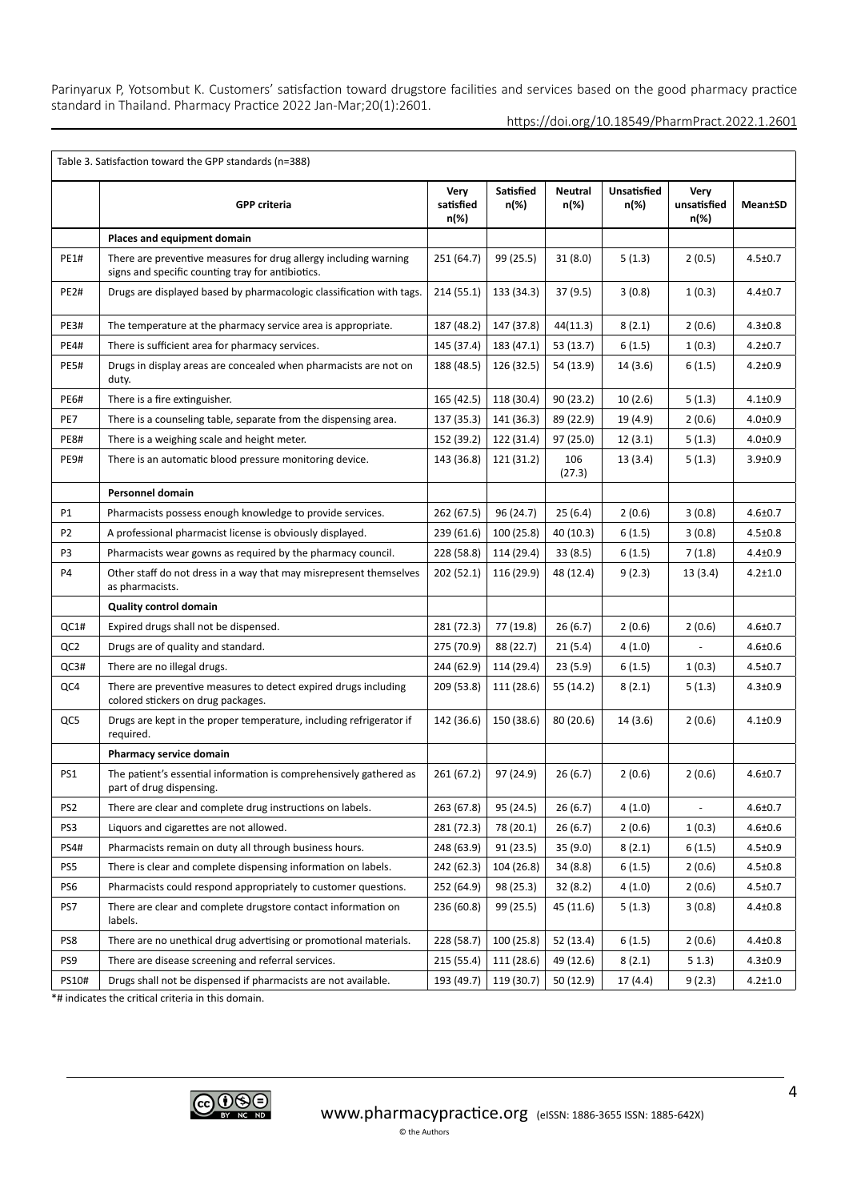Table 3. Satisfaction toward the GPP standards (n=388)

| | GPP criteria | Very satisfied n(%) | Satisfied n(%) | Neutral n(%) | Unsatisfied n(%) | Very unsatisfied n(%) | Mean±SD |
|---|---|---|---|---|---|---|---|
| | **Places and equipment domain** | | | | | | |
| PE1# | There are preventive measures for drug allergy including warning signs and specific counting tray for antibiotics. | 251 (64.7) | 99 (25.5) | 31 (8.0) | 5 (1.3) | 2 (0.5) | 4.5±0.7 |
| PE2# | Drugs are displayed based by pharmacologic classification with tags. | 214 (55.1) | 133 (34.3) | 37 (9.5) | 3 (0.8) | 1 (0.3) | 4.4±0.7 |
| PE3# | The temperature at the pharmacy service area is appropriate. | 187 (48.2) | 147 (37.8) | 44(11.3) | 8 (2.1) | 2 (0.6) | 4.3±0.8 |
| PE4# | There is sufficient area for pharmacy services. | 145 (37.4) | 183 (47.1) | 53 (13.7) | 6 (1.5) | 1 (0.3) | 4.2±0.7 |
| PE5# | Drugs in display areas are concealed when pharmacists are not on duty. | 188 (48.5) | 126 (32.5) | 54 (13.9) | 14 (3.6) | 6 (1.5) | 4.2±0.9 |
| PE6# | There is a fire extinguisher. | 165 (42.5) | 118 (30.4) | 90 (23.2) | 10 (2.6) | 5 (1.3) | 4.1±0.9 |
| PE7 | There is a counseling table, separate from the dispensing area. | 137 (35.3) | 141 (36.3) | 89 (22.9) | 19 (4.9) | 2 (0.6) | 4.0±0.9 |
| PE8# | There is a weighing scale and height meter. | 152 (39.2) | 122 (31.4) | 97 (25.0) | 12 (3.1) | 5 (1.3) | 4.0±0.9 |
| PE9# | There is an automatic blood pressure monitoring device. | 143 (36.8) | 121 (31.2) | 106 (27.3) | 13 (3.4) | 5 (1.3) | 3.9±0.9 |
| | **Personnel domain** | | | | | | |
| P1 | Pharmacists possess enough knowledge to provide services. | 262 (67.5) | 96 (24.7) | 25 (6.4) | 2 (0.6) | 3 (0.8) | 4.6±0.7 |
| P2 | A professional pharmacist license is obviously displayed. | 239 (61.6) | 100 (25.8) | 40 (10.3) | 6 (1.5) | 3 (0.8) | 4.5±0.8 |
| P3 | Pharmacists wear gowns as required by the pharmacy council. | 228 (58.8) | 114 (29.4) | 33 (8.5) | 6 (1.5) | 7 (1.8) | 4.4±0.9 |
| P4 | Other staff do not dress in a way that may misrepresent themselves as pharmacists. | 202 (52.1) | 116 (29.9) | 48 (12.4) | 9 (2.3) | 13 (3.4) | 4.2±1.0 |
| | **Quality control domain** | | | | | | |
| QC1# | Expired drugs shall not be dispensed. | 281 (72.3) | 77 (19.8) | 26 (6.7) | 2 (0.6) | 2 (0.6) | 4.6±0.7 |
| QC2 | Drugs are of quality and standard. | 275 (70.9) | 88 (22.7) | 21 (5.4) | 4 (1.0) | - | 4.6±0.6 |
| QC3# | There are no illegal drugs. | 244 (62.9) | 114 (29.4) | 23 (5.9) | 6 (1.5) | 1 (0.3) | 4.5±0.7 |
| QC4 | There are preventive measures to detect expired drugs including colored stickers on drug packages. | 209 (53.8) | 111 (28.6) | 55 (14.2) | 8 (2.1) | 5 (1.3) | 4.3±0.9 |
| QC5 | Drugs are kept in the proper temperature, including refrigerator if required. | 142 (36.6) | 150 (38.6) | 80 (20.6) | 14 (3.6) | 2 (0.6) | 4.1±0.9 |
| | **Pharmacy service domain** | | | | | | |
| PS1 | The patient's essential information is comprehensively gathered as part of drug dispensing. | 261 (67.2) | 97 (24.9) | 26 (6.7) | 2 (0.6) | 2 (0.6) | 4.6±0.7 |
| PS2 | There are clear and complete drug instructions on labels. | 263 (67.8) | 95 (24.5) | 26 (6.7) | 4 (1.0) | - | 4.6±0.7 |
| PS3 | Liquors and cigarettes are not allowed. | 281 (72.3) | 78 (20.1) | 26 (6.7) | 2 (0.6) | 1 (0.3) | 4.6±0.6 |
| PS4# | Pharmacists remain on duty all through business hours. | 248 (63.9) | 91 (23.5) | 35 (9.0) | 8 (2.1) | 6 (1.5) | 4.5±0.9 |
| PS5 | There is clear and complete dispensing information on labels. | 242 (62.3) | 104 (26.8) | 34 (8.8) | 6 (1.5) | 2 (0.6) | 4.5±0.8 |
| PS6 | Pharmacists could respond appropriately to customer questions. | 252 (64.9) | 98 (25.3) | 32 (8.2) | 4 (1.0) | 2 (0.6) | 4.5±0.7 |
| PS7 | There are clear and complete drugstore contact information on labels. | 236 (60.8) | 99 (25.5) | 45 (11.6) | 5 (1.3) | 3 (0.8) | 4.4±0.8 |
| PS8 | There are no unethical drug advertising or promotional materials. | 228 (58.7) | 100 (25.8) | 52 (13.4) | 6 (1.5) | 2 (0.6) | 4.4±0.8 |
| PS9 | There are disease screening and referral services. | 215 (55.4) | 111 (28.6) | 49 (12.6) | 8 (2.1) | 5 1.3) | 4.3±0.9 |
| PS10# | Drugs shall not be dispensed if pharmacists are not available. | 193 (49.7) | 119 (30.7) | 50 (12.9) | 17 (4.4) | 9 (2.3) | 4.2±1.0 |

*# indicates the critical criteria in this domain.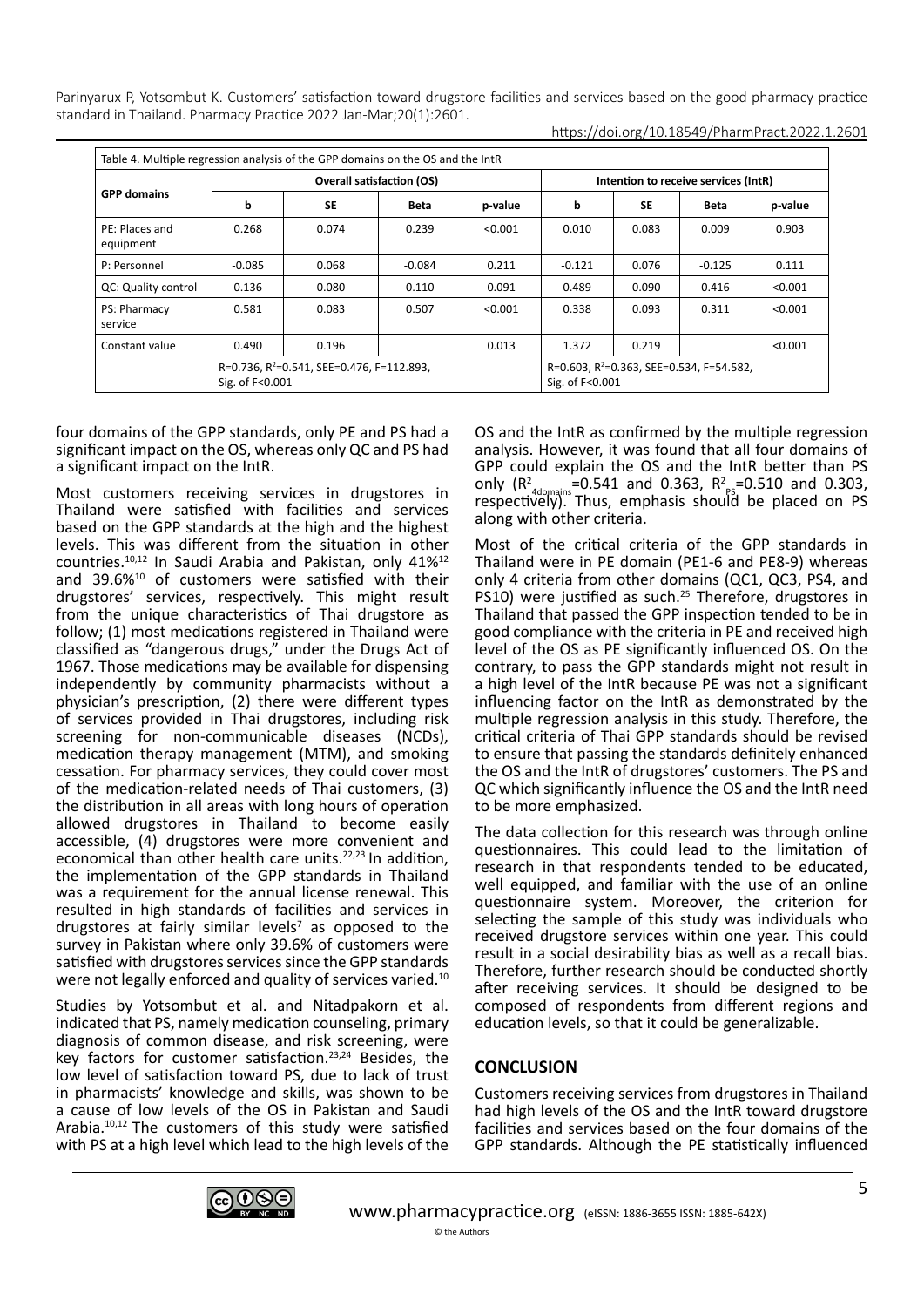Table 4. Multiple regression analysis of the GPP domains on the OS and the IntR

| GPP domains | Overall satisfaction (OS) | | | | Intention to receive services (IntR) | | | |
|---|---|---|---|---|---|---|---|---|
| | b | SE | Beta | p-value | b | SE | Beta | p-value |
| PE: Places and equipment | 0.268 | 0.074 | 0.239 | <0.001 | 0.010 | 0.083 | 0.009 | 0.903 |
| P: Personnel | -0.085 | 0.068 | -0.084 | 0.211 | -0.121 | 0.076 | -0.125 | 0.111 |
| QC: Quality control | 0.136 | 0.080 | 0.110 | 0.091 | 0.489 | 0.090 | 0.416 | <0.001 |
| PS: Pharmacy service | 0.581 | 0.083 | 0.507 | <0.001 | 0.338 | 0.093 | 0.311 | <0.001 |
| Constant value | 0.490 | 0.196 | | 0.013 | 1.372 | 0.219 | | <0.001 |
| | R=0.736, $R^2$=0.541, SEE=0.476, F=112.893, Sig. of F<0.001 | | | | R=0.603, $R^2$=0.363, SEE=0.534, F=54.582, Sig. of F<0.001 | | | |

four domains of the GPP standards, only PE and PS had a significant impact on the OS, whereas only QC and PS had a significant impact on the IntR.

Most customers receiving services in drugstores in Thailand were satisfied with facilities and services based on the GPP standards at the high and the highest levels. This was different from the situation in other countries.[10,12] In Saudi Arabia and Pakistan, only 41%[12] and 39.6%[10] of customers were satisfied with their drugstores' services, respectively. This might result from the unique characteristics of Thai drugstore as follow; (1) most medications registered in Thailand were classified as "dangerous drugs," under the Drugs Act of 1967. Those medications may be available for dispensing independently by community pharmacists without a physician's prescription, (2) there were different types of services provided in Thai drugstores, including risk screening for non-communicable diseases (NCDs), medication therapy management (MTM), and smoking cessation. For pharmacy services, they could cover most of the medication-related needs of Thai customers, (3) the distribution in all areas with long hours of operation allowed drugstores in Thailand to become easily accessible, (4) drugstores were more convenient and economical than other health care units.[22,23] In addition, the implementation of the GPP standards in Thailand was a requirement for the annual license renewal. This resulted in high standards of facilities and services in drugstores at fairly similar levels[7] as opposed to the survey in Pakistan where only 39.6% of customers were satisfied with drugstores services since the GPP standards were not legally enforced and quality of services varied.[10]

Studies by Yotsombut et al. and Nitadpakorn et al. indicated that PS, namely medication counseling, primary diagnosis of common disease, and risk screening, were key factors for customer satisfaction.[23,24] Besides, the low level of satisfaction toward PS, due to lack of trust in pharmacists' knowledge and skills, was shown to be a cause of low levels of the OS in Pakistan and Saudi Arabia.[10,12] The customers of this study were satisfied with PS at a high level which lead to the high levels of the OS and the IntR as confirmed by the multiple regression analysis. However, it was found that all four domains of GPP could explain the OS and the IntR better than PS only ($R^2_{4domains}$=0.541 and 0.363, $R^2_{PS}$=0.510 and 0.303, respectively). Thus, emphasis should be placed on PS along with other criteria.

Most of the critical criteria of the GPP standards in Thailand were in PE domain (PE1-6 and PE8-9) whereas only 4 criteria from other domains (QC1, QC3, PS4, and PS10) were justified as such.[25] Therefore, drugstores in Thailand that passed the GPP inspection tended to be in good compliance with the criteria in PE and received high level of the OS as PE significantly influenced OS. On the contrary, to pass the GPP standards might not result in a high level of the IntR because PE was not a significant influencing factor on the IntR as demonstrated by the multiple regression analysis in this study. Therefore, the critical criteria of Thai GPP standards should be revised to ensure that passing the standards definitely enhanced the OS and the IntR of drugstores' customers. The PS and QC which significantly influence the OS and the IntR need to be more emphasized.

The data collection for this research was through online questionnaires. This could lead to the limitation of research in that respondents tended to be educated, well equipped, and familiar with the use of an online questionnaire system. Moreover, the criterion for selecting the sample of this study was individuals who received drugstore services within one year. This could result in a social desirability bias as well as a recall bias. Therefore, further research should be conducted shortly after receiving services. It should be designed to be composed of respondents from different regions and education levels, so that it could be generalizable.

## CONCLUSION

Customers receiving services from drugstores in Thailand had high levels of the OS and the IntR toward drugstore facilities and services based on the four domains of the GPP standards. Although the PE statistically influenced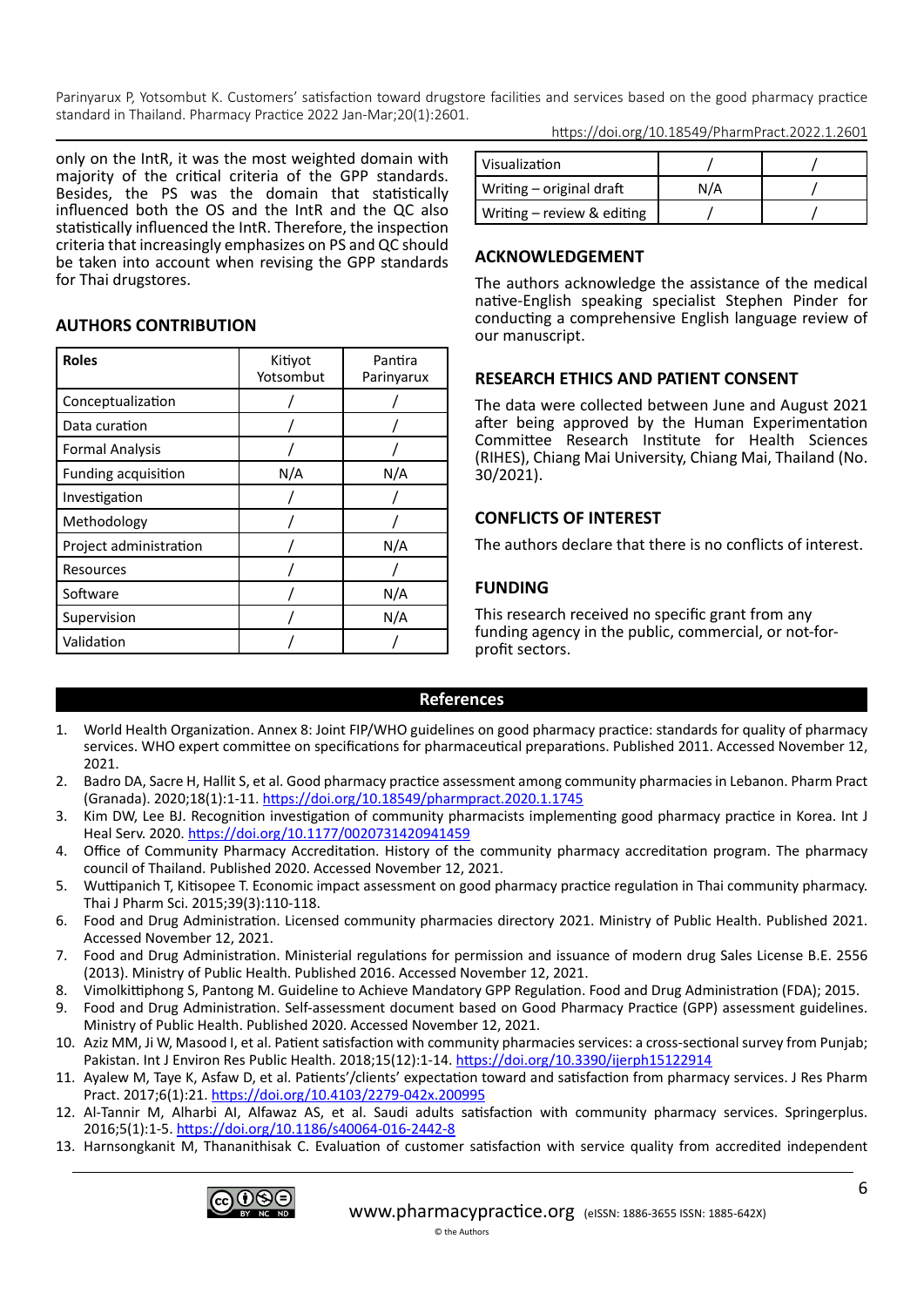only on the IntR, it was the most weighted domain with majority of the critical criteria of the GPP standards. Besides, the PS was the domain that statistically influenced both the OS and the IntR and the QC also statistically influenced the IntR. Therefore, the inspection criteria that increasingly emphasizes on PS and QC should be taken into account when revising the GPP standards for Thai drugstores.

## AUTHORS CONTRIBUTION

| Roles | Kitiyot Yotsombut | Pantira Parinyarux |
|---|---|---|
| Conceptualization | / | / |
| Data curation | / | / |
| Formal Analysis | / | / |
| Funding acquisition | N/A | N/A |
| Investigation | / | / |
| Methodology | / | / |
| Project administration | / | N/A |
| Resources | / | / |
| Software | / | N/A |
| Supervision | / | N/A |
| Validation | / | / |
| Visualization | / | / |
| Writing – original draft | N/A | / |
| Writing – review & editing | / | / |

## ACKNOWLEDGEMENT

The authors acknowledge the assistance of the medical native-English speaking specialist Stephen Pinder for conducting a comprehensive English language review of our manuscript.

## RESEARCH ETHICS AND PATIENT CONSENT

The data were collected between June and August 2021 after being approved by the Human Experimentation Committee Research Institute for Health Sciences (RIHES), Chiang Mai University, Chiang Mai, Thailand (No. 30/2021).

## CONFLICTS OF INTEREST

The authors declare that there is no conflicts of interest.

## FUNDING

This research received no specific grant from any funding agency in the public, commercial, or not-for-profit sectors.

## References

1. World Health Organization. Annex 8: Joint FIP/WHO guidelines on good pharmacy practice: standards for quality of pharmacy services. WHO expert committee on specifications for pharmaceutical preparations. Published 2011. Accessed November 12, 2021.
2. Badro DA, Sacre H, Hallit S, et al. Good pharmacy practice assessment among community pharmacies in Lebanon. Pharm Pract (Granada). 2020;18(1):1-11. https://doi.org/10.18549/pharmpract.2020.1.1745
3. Kim DW, Lee BJ. Recognition investigation of community pharmacists implementing good pharmacy practice in Korea. Int J Heal Serv. 2020. https://doi.org/10.1177/0020731420941459
4. Office of Community Pharmacy Accreditation. History of the community pharmacy accreditation program. The pharmacy council of Thailand. Published 2020. Accessed November 12, 2021.
5. Wuttipanich T, Kitisopee T. Economic impact assessment on good pharmacy practice regulation in Thai community pharmacy. Thai J Pharm Sci. 2015;39(3):110-118.
6. Food and Drug Administration. Licensed community pharmacies directory 2021. Ministry of Public Health. Published 2021. Accessed November 12, 2021.
7. Food and Drug Administration. Ministerial regulations for permission and issuance of modern drug Sales License B.E. 2556 (2013). Ministry of Public Health. Published 2016. Accessed November 12, 2021.
8. Vimolkittiphong S, Pantong M. Guideline to Achieve Mandatory GPP Regulation. Food and Drug Administration (FDA); 2015.
9. Food and Drug Administration. Self-assessment document based on Good Pharmacy Practice (GPP) assessment guidelines. Ministry of Public Health. Published 2020. Accessed November 12, 2021.
10. Aziz MM, Ji W, Masood I, et al. Patient satisfaction with community pharmacies services: a cross-sectional survey from Punjab; Pakistan. Int J Environ Res Public Health. 2018;15(12):1-14. https://doi.org/10.3390/ijerph15122914
11. Ayalew M, Taye K, Asfaw D, et al. Patients'/clients' expectation toward and satisfaction from pharmacy services. J Res Pharm Pract. 2017;6(1):21. https://doi.org/10.4103/2279-042x.200995
12. Al-Tannir M, Alharbi AI, Alfawaz AS, et al. Saudi adults satisfaction with community pharmacy services. Springerplus. 2016;5(1):1-5. https://doi.org/10.1186/s40064-016-2442-8
13. Harnsongkanit M, Thananithisak C. Evaluation of customer satisfaction with service quality from accredited independent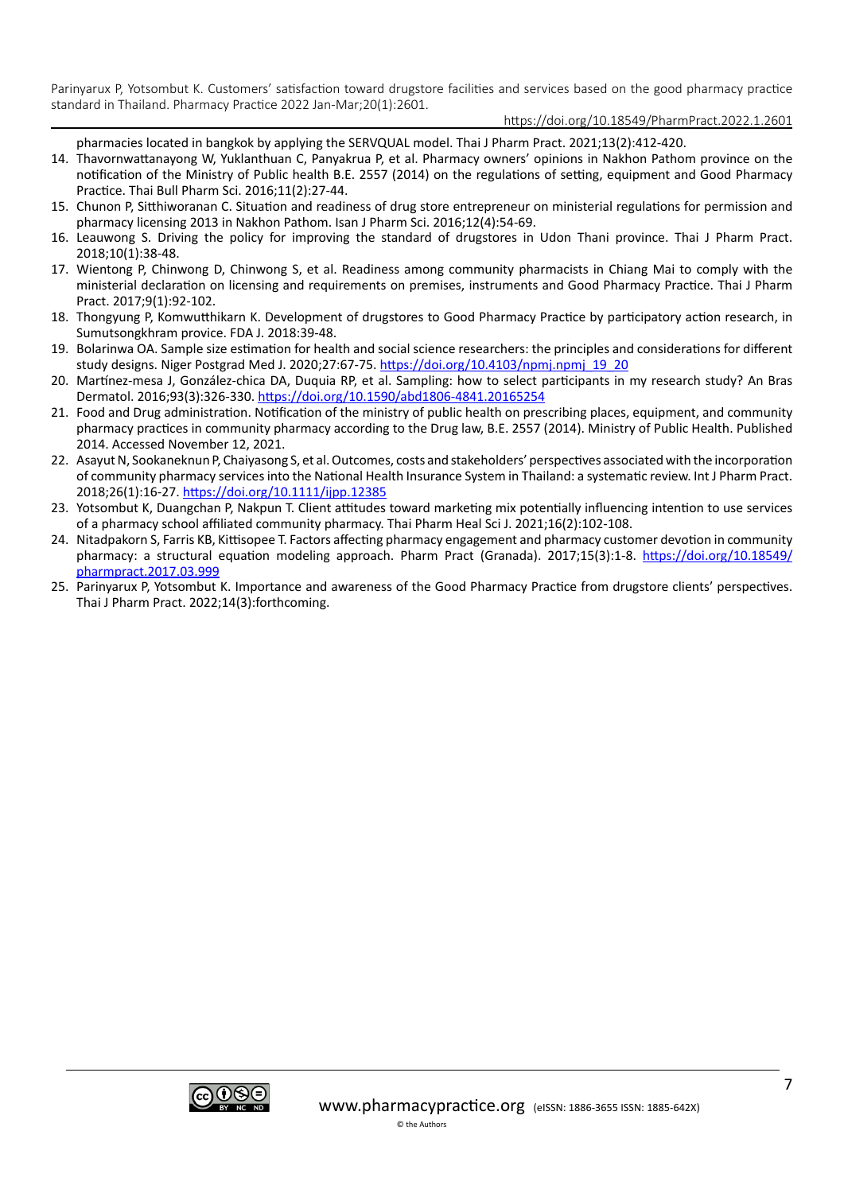pharmacies located in bangkok by applying the SERVQUAL model. Thai J Pharm Pract. 2021;13(2):412-420.

14. Thavornwattanayong W, Yuklanthuan C, Panyakrua P, et al. Pharmacy owners' opinions in Nakhon Pathom province on the notification of the Ministry of Public health B.E. 2557 (2014) on the regulations of setting, equipment and Good Pharmacy Practice. Thai Bull Pharm Sci. 2016;11(2):27-44.
15. Chunon P, Sitthiworanan C. Situation and readiness of drug store entrepreneur on ministerial regulations for permission and pharmacy licensing 2013 in Nakhon Pathom. Isan J Pharm Sci. 2016;12(4):54-69.
16. Leauwong S. Driving the policy for improving the standard of drugstores in Udon Thani province. Thai J Pharm Pract. 2018;10(1):38-48.
17. Wientong P, Chinwong D, Chinwong S, et al. Readiness among community pharmacists in Chiang Mai to comply with the ministerial declaration on licensing and requirements on premises, instruments and Good Pharmacy Practice. Thai J Pharm Pract. 2017;9(1):92-102.
18. Thongyung P, Komwutthikarn K. Development of drugstores to Good Pharmacy Practice by participatory action research, in Sumutsongkhram province. FDA J. 2018:39-48.
19. Bolarinwa OA. Sample size estimation for health and social science researchers: the principles and considerations for different study designs. Niger Postgrad Med J. 2020;27:67-75. https://doi.org/10.4103/npmj.npmj_19_20
20. Martínez-mesa J, González-chica DA, Duquia RP, et al. Sampling: how to select participants in my research study? An Bras Dermatol. 2016;93(3):326-330. https://doi.org/10.1590/abd1806-4841.20165254
21. Food and Drug administration. Notification of the ministry of public health on prescribing places, equipment, and community pharmacy practices in community pharmacy according to the Drug law, B.E. 2557 (2014). Ministry of Public Health. Published 2014. Accessed November 12, 2021.
22. Asayut N, Sookaneknun P, Chaiyasong S, et al. Outcomes, costs and stakeholders' perspectives associated with the incorporation of community pharmacy services into the National Health Insurance System in Thailand: a systematic review. Int J Pharm Pract. 2018;26(1):16-27. https://doi.org/10.1111/ijpp.12385
23. Yotsombut K, Duangchan P, Nakpun T. Client attitudes toward marketing mix potentially influencing intention to use services of a pharmacy school affiliated community pharmacy. Thai Pharm Heal Sci J. 2021;16(2):102-108.
24. Nitadpakorn S, Farris KB, Kittisopee T. Factors affecting pharmacy engagement and pharmacy customer devotion in community pharmacy: a structural equation modeling approach. Pharm Pract (Granada). 2017;15(3):1-8. https://doi.org/10.18549/pharmpract.2017.03.999
25. Parinyarux P, Yotsombut K. Importance and awareness of the Good Pharmacy Practice from drugstore clients' perspectives. Thai J Pharm Pract. 2022;14(3):forthcoming.